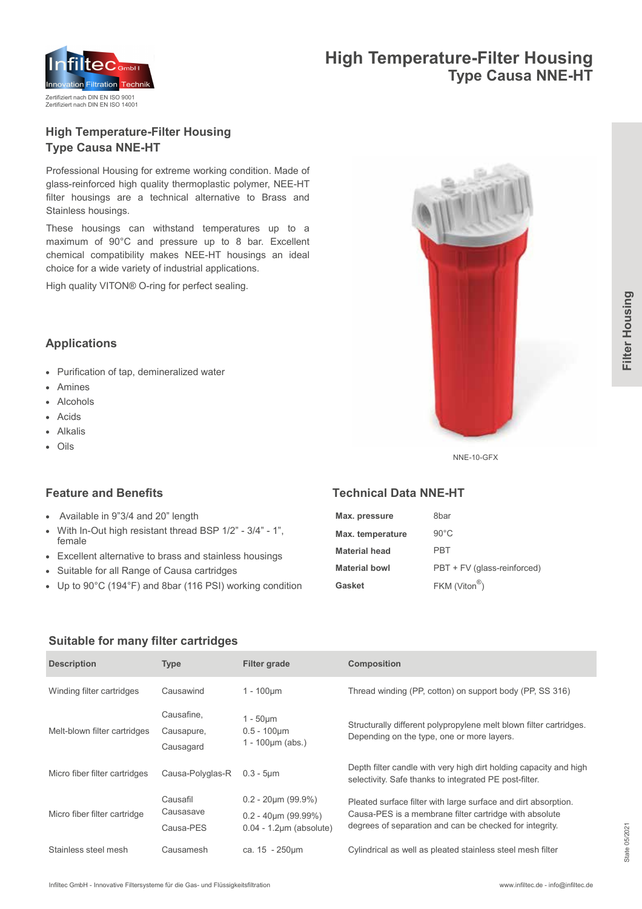# High Temperature-Filter Housing
## Type Causa NNE-HT

Zertifiziert nach DIN EN ISO 9001
Zertifiziert nach DIN EN ISO 14001

## High Temperature-Filter Housing Type Causa NNE-HT

Professional Housing for extreme working condition. Made of glass-reinforced high quality thermoplastic polymer, NEE-HT filter housings are a technical alternative to Brass and Stainless housings.

These housings can withstand temperatures up to a maximum of 90°C and pressure up to 8 bar. Excellent chemical compatibility makes NEE-HT housings an ideal choice for a wide variety of industrial applications.

High quality VITON® O-ring for perfect sealing.

NNE-10-GFX

## Applications

- Purification of tap, demineralized water
- Amines
- Alcohols
- Acids
- Alkalis
- Oils

## Feature and Benefits

- Available in 9"3/4 and 20" length
- With In-Out high resistant thread BSP 1/2" - 3/4" - 1", female
- Excellent alternative to brass and stainless housings
- Suitable for all Range of Causa cartridges
- Up to 90°C (194°F) and 8bar (116 PSI) working condition

## Technical Data NNE-HT

| | |
|---|---|
| **Max. pressure** | 8bar |
| **Max. temperature** | 90°C |
| **Material head** | PBT |
| **Material bowl** | PBT + FV (glass-reinforced) |
| **Gasket** | FKM (Viton®) |

## Suitable for many filter cartridges

| Description | Type | Filter grade | Composition |
|---|---|---|---|
| Winding filter cartridges | Causawind | 1 - 100µm | Thread winding (PP, cotton) on support body (PP, SS 316) |
| Melt-blown filter cartridges | Causafine,<br>Causapure,<br>Causagard | 1 - 50µm<br>0.5 - 100µm<br>1 - 100µm (abs.) | Structurally different polypropylene melt blown filter cartridges. Depending on the type, one or more layers. |
| Micro fiber filter cartridges | Causa-Polyglas-R | 0.3 - 5µm | Depth filter candle with very high dirt holding capacity and high selectivity. Safe thanks to integrated PE post-filter. |
| Micro fiber filter cartridge | Causafil<br>Causasave<br>Causa-PES | 0.2 - 20µm (99.9%)<br>0.2 - 40µm (99.99%)<br>0.04 - 1.2µm (absolute) | Pleated surface filter with large surface and dirt absorption. Causa-PES is a membrane filter cartridge with absolute degrees of separation and can be checked for integrity. |
| Stainless steel mesh | Causamesh | ca. 15 - 250µm | Cylindrical as well as pleated stainless steel mesh filter |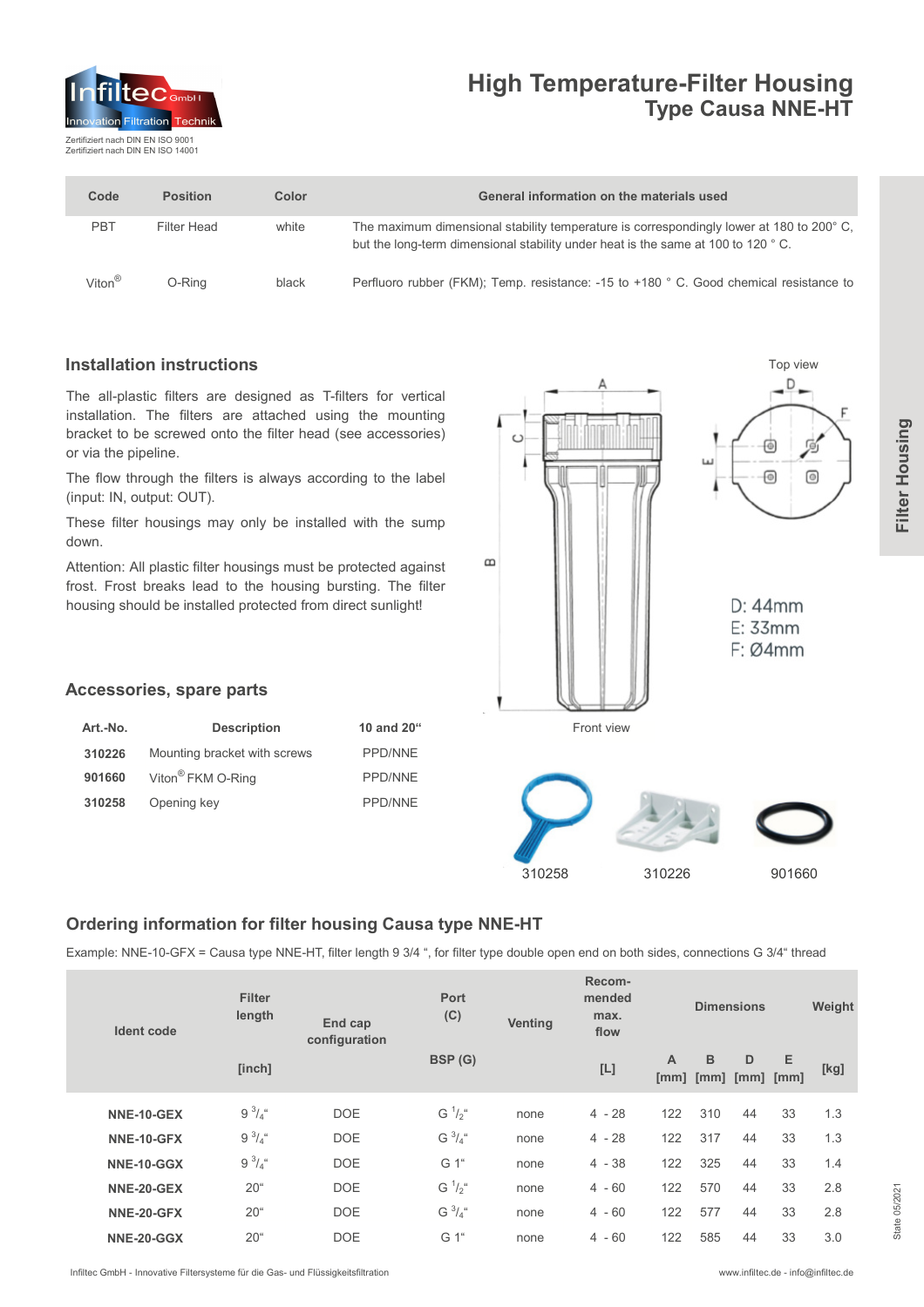| Code | Position | Color | General information on the materials used |
|---|---|---|---|
| PBT | Filter Head | white | The maximum dimensional stability temperature is correspondingly lower at 180 to 200° C, but the long-term dimensional stability under heat is the same at 100 to 120 ° C. |
| Viton® | O-Ring | black | Perfluoro rubber (FKM); Temp. resistance: -15 to +180 ° C. Good chemical resistance to |

## Installation instructions

The all-plastic filters are designed as T-filters for vertical installation. The filters are attached using the mounting bracket to be screwed onto the filter head (see accessories) or via the pipeline.

The flow through the filters is always according to the label (input: IN, output: OUT).

These filter housings may only be installed with the sump down.

Attention: All plastic filter housings must be protected against frost. Frost breaks lead to the housing bursting. The filter housing should be installed protected from direct sunlight!

Top view

D: 44mm
E: 33mm
F: Ø4mm

Front view

## Accessories, spare parts

| Art.-No. | Description | 10 and 20" |
|---|---|---|
| 310226 | Mounting bracket with screws | PPD/NNE |
| 901660 | Viton® FKM O-Ring | PPD/NNE |
| 310258 | Opening key | PPD/NNE |

310258 310226 901660

## Ordering information for filter housing Causa type NNE-HT

Example: NNE-10-GFX = Causa type NNE-HT, filter length 9 3/4 ", for filter type double open end on both sides, connections G 3/4" thread

| Ident code | Filter length [inch] | End cap configuration | Port (C) BSP (G) | Venting | Recommended max. flow [L] | Dimensions A [mm] | B [mm] | D [mm] | E [mm] | Weight [kg] |
|---|---|---|---|---|---|---|---|---|---|---|
| NNE-10-GEX | 9 3/4" | DOE | G 1/2" | none | 4 - 28 | 122 | 310 | 44 | 33 | 1.3 |
| NNE-10-GFX | 9 3/4" | DOE | G 3/4" | none | 4 - 28 | 122 | 317 | 44 | 33 | 1.3 |
| NNE-10-GGX | 9 3/4" | DOE | G 1" | none | 4 - 38 | 122 | 325 | 44 | 33 | 1.4 |
| NNE-20-GEX | 20" | DOE | G 1/2" | none | 4 - 60 | 122 | 570 | 44 | 33 | 2.8 |
| NNE-20-GFX | 20" | DOE | G 3/4" | none | 4 - 60 | 122 | 577 | 44 | 33 | 2.8 |
| NNE-20-GGX | 20" | DOE | G 1" | none | 4 - 60 | 122 | 585 | 44 | 33 | 3.0 |